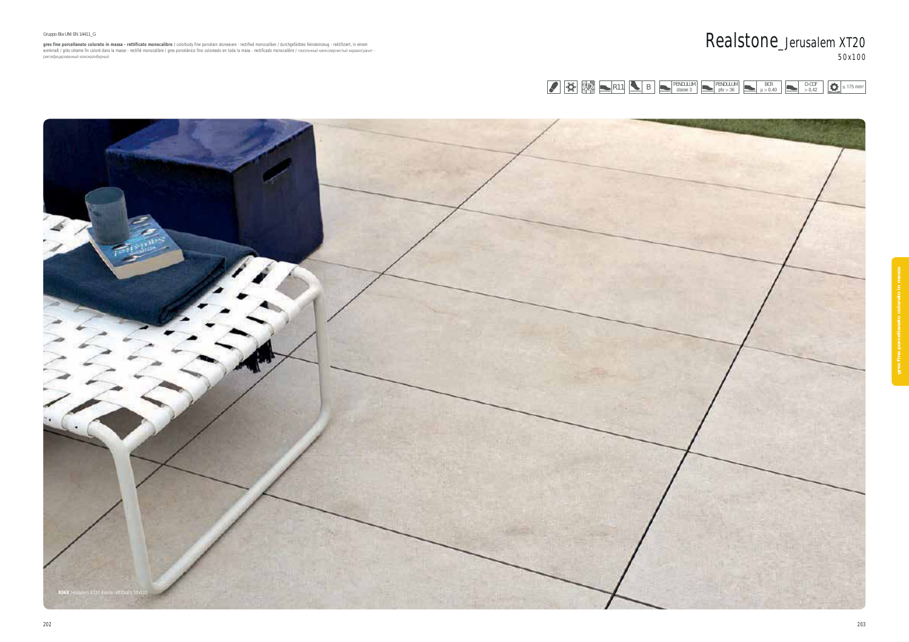Gruppo BIa UNI EN 14411_G

**gres fine porcellanato colorato in massa - rettificato monocalibro** / colorbody fine porcelain stoneware - rectified monocaliber / durchgefärbtes feinsteinzeug - rektifiziert, in einem werkmaß / grès cérame fin coloré dans la masse - rectifié monocalibre / gres porcelánico fino coloreado en toda la masa - rectificado monocalibre / гомогенный мелкозернистый керамогранит - ректифицированный монокалиберный

# Realstone_Jerusalem XT20

50x100

R11 | B | PENDULUM classe 3 | PENDULUM ptv > 36 | BCR μ > 0,40 | D-COF > 0,42 | ≤ 175 mm³

**R06X** Jerusalem XT20 Avorio rettificato 50x100

gres fine porcellanato colorato in massa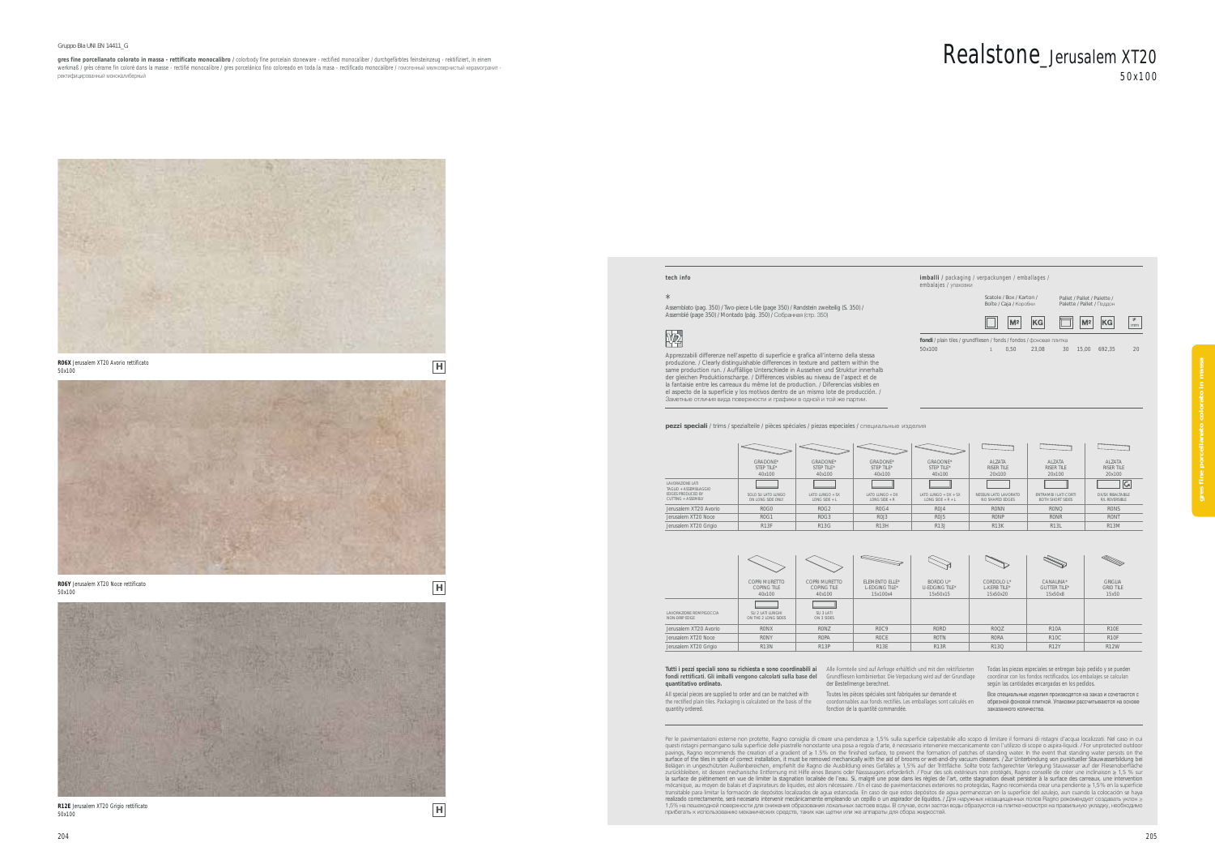Gruppo BIa UNI EN 14411_G

**gres fine porcellanato colorato in massa - rettificato monocalibro** / colorbody fine porcelain stoneware - rectified monocaliber / durchgefärbtes feinsteinzeug - rektifiziert, in einem werkmaß / grès cérame fin coloré dans la masse - rectifié monocalibre / gres porcelánico fino coloreado en toda la masa - rectificado monocalibre / окрашенный мелкозернистый керамогранит - ректифицированный монокалиберный

# Realstone_Jerusalem XT20

50x100

**R06X** Jerusalem XT20 Avorio rettificato
50x100

H

**R06Y** Jerusalem XT20 Noce rettificato
50x100

H

**R12E** Jerusalem XT20 Grigio rettificato
50x100

H

**tech info**

*

Assemblato (pag. 350) / Two-piece L-tile (page 350) / Randstein zweiteilig (S. 350) / Assemblé (page 350) / Montado (pág. 350) / Собранная (стр. 350)

V2

Apprezzabili differenze nell'aspetto di superficie e grafica all'interno della stessa produzione. / Clearly distinguishable differences in texture and pattern within the same production run. / Auffällige Unterschiede in Aussehen und Struktur innerhalb der gleichen Produktionscharge. / Différences visibles au niveau de l'aspect et de la fantaisie entre les carreaux du même lot de production. / Diferencias visibles en el aspecto de la superficie y los motivos dentro de un mismo lote de producción. / Заметные отличия вида поверхности и графики в одной и той же партии.

**imballi** / packaging / verpackungen / emballages / embalajes / упаковки

| | Scatole / Box / Karton / Boîte / Caja / Коробки | | | Pallet / Pallet / Palette / Palette / Pallet / Поддон | | | |
|---|---|---|---|---|---|---|---|
| | ▢ | M² | KG | ▢ | M² | KG | mm |
| **fondi** / plain tiles / grundfliesen / fonds / fondos / фоновая плитка | | | | | | | |
| 50x100 | 1 | 0,50 | 23,08 | 30 | 15,00 | 692,35 | 20 |

**pezzi speciali** / trims / spezialteile / pièces spéciales / piezas especiales / специальные изделия

| | GRADONE* STEP TILE* 40x100 | GRADONE* STEP TILE* 40x100 | GRADONE* STEP TILE* 40x100 | GRADONE* STEP TILE* 40x100 | ALZATA RISER TILE 20x100 | ALZATA RISER TILE 20x100 | ALZATA RISER TILE 20x100 |
|---|---|---|---|---|---|---|---|
| LAVORAZIONE LATI TAGLIO + ASSEMBLAGGIO EDGES PRODUCED BY CUTTING + ASSEMBLY | SOLO SU LATO LUNGO ON LONG SIDE ONLY | LATO LUNGO + SX LONG SIDE + L | LATO LUNGO + DX LONG SIDE + R | LATO LUNGO + DX + SX LONG SIDE + R + L | NESSUN LATO LAVORATO NO SHAPED EDGES | ENTRAMBI I LATI CORTI BOTH SHORT SIDES | DX/SX RIBALTABILE R/L REVERSIBLE |
| Jerusalem XT20 Avorio | R0G0 | R0G2 | R0G4 | R0J4 | R0NN | R0NQ | R0NS |
| Jerusalem XT20 Noce | R0G1 | R0G3 | R0J3 | R0J5 | R0NP | R0NR | R0NT |
| Jerusalem XT20 Grigio | R13F | R13G | R13H | R13J | R13K | R13L | R13M |

| | COPRIMURETTO COPING TILE 40x100 | COPRIMURETTO COPING TILE 40x100 | ELEMENTO ELLE* L-EDGING TILE* 15x100x4 | BORDO U* U-EDGING TILE* 15x50x15 | CORDOLO L* L-KERB TILE* 15x60x20 | CANALINA* GUTTER TILE* 15x50x8 | GRIGLIA GRID TILE 15x50 |
|---|---|---|---|---|---|---|---|
| LAVORAZIONE ROMPIGOCCIA NON-DRIP EDGE | SU 2 LATI LUNGHI ON THE 2 LONG SIDES | SU 3 LATI ON 3 SIDES | | | | | |
| Jerusalem XT20 Avorio | R0NX | R0NZ | R0C9 | R0RD | R0QZ | R10A | R10E |
| Jerusalem XT20 Noce | R0NY | R0PA | R0CE | R0TN | R0RA | R10C | R10F |
| Jerusalem XT20 Grigio | R13N | R13P | R13E | R13R | R13Q | R12Y | R12W |

**Tutti i pezzi speciali sono su richiesta e sono coordinabili ai fondi rettificati. Gli imballi vengono calcolati sulla base del quantitativo ordinato.**

All special pieces are supplied to order and can be matched with the rectified plain tiles. Packaging is calculated on the basis of the quantity ordered.

Alle Formteile sind auf Anfrage erhältlich und mit den rektifizierten Grundfliesen kombinierbar. Die Verpackung wird auf der Grundlage der Bestellmenge berechnet.

Toutes les pièces spéciales sont fabriquées sur demande et coordonnables aux fonds rectifiés. Les emballages sont calculés en fonction de la quantité commandée.

Todas las piezas especiales se entregan bajo pedido y se pueden coordinar con los fondos rectificados. Los embalajes se calculan según las cantidades encargadas en los pedidos.

Все специальные изделия производятся на заказ и сочетаются с обрезной фоновой плиткой. Упаковки рассчитываются на основе заказанного количества.

Per le pavimentazioni esterne non protette, Ragno consiglia di creare una pendenza ≥ 1,5% sulla superficie calpestabile allo scopo di limitare il formarsi di ristagni d'acqua localizzati. Nel caso in cui questi ristagni permangano sulla superficie delle piastrelle nonostante una posa a regola d'arte, è necessario intervenire meccanicamente con l'utilizzo di scope o aspira-liquidi. / For unprotected outdoor pavings, Ragno recommends the creation of a gradient of ≥ 1.5% on the finished surface, to prevent the formation of patches of standing water. In the event that standing water persists on the surface of the tiles in spite of correct installation, it must be removed mechanically with the aid of brooms or wet-and-dry vacuum cleaners. / Zur Unterbindung von punktueller Stauwasserbildung bei Belägen in ungeschützten Außenbereichen, empfiehlt die Ragno die Ausbildung eines Gefälles ≥ 1,5% auf der Trittfläche. Sollte trotz fachgerechter Verlegung Stauwasser auf der Fliesenoberfläche zurückbleiben, ist dessen mechanische Entfernung mit Hilfe eines Besens oder Nasssaugers erforderlich. / Pour des sols extérieurs non protégés, Ragno conseille de créer une inclinaison ≥ 1,5 % sur la surface de piétinement en vue de limiter la stagnation localisée de l'eau. Si, malgré une pose dans les règles de l'art, cette stagnation devait persister à la surface des carreaux, une intervention mécanique, au moyen de balais et d'aspirateurs de liquides, est alors nécessaire. / En el caso de pavimentaciones exteriores no protegidas, Ragno recomienda crear una pendiente ≥ 1,5% en la superficie transitable para limitar la formación de depósitos localizados de agua estancada. En caso de que estos depósitos de agua permanezcan en la superficie del azulejo, aun cuando la colocación se haya realizado correctamente, será necesario intervenir mecánicamente empleando un cepillo o un aspirador de líquidos. / Для наружных незащищенных полов Ragno рекомендует создавать уклон ≥ 1,5% на пешеходной поверхности для снижения образования локальных застоев воды. В случае, если застой воды образуются на плитке несмотря на правильную укладку, необходимо прибегать к использованию механических средств, таких как щетки или же аппараты для сбора жидкостей.